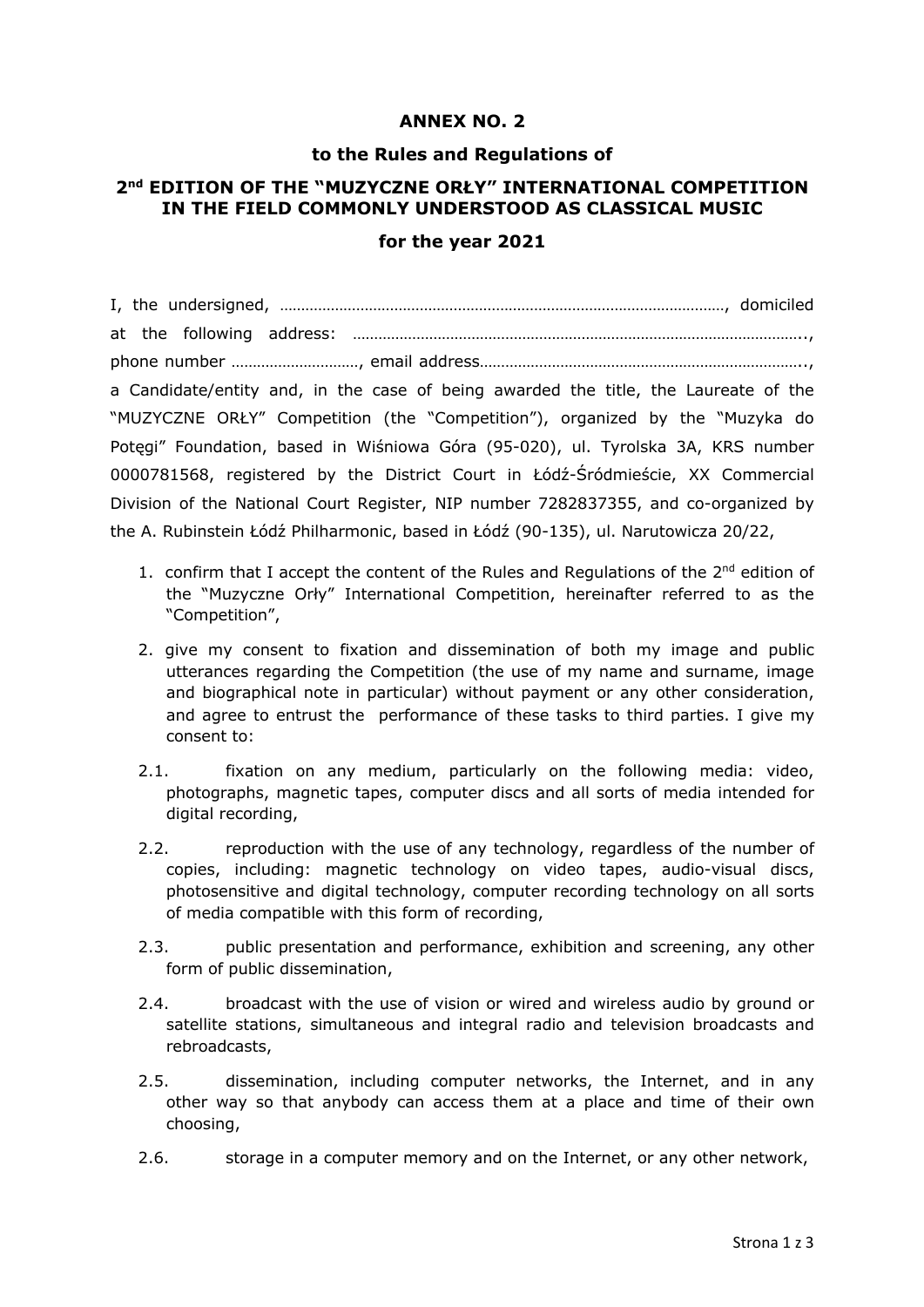**ANNEX NO. 2**

**to the Rules and Regulations of**

**2nd EDITION OF THE "MUZYCZNE ORŁY" INTERNATIONAL COMPETITION IN THE FIELD COMMONLY UNDERSTOOD AS CLASSICAL MUSIC**

**for the year 2021**

I, the undersigned, ……………………………………………………………………………………………, domiciled at the following address: …………………………………………………………………………………………….., phone number …………………………, email address……………………………………………………………….., a Candidate/entity and, in the case of being awarded the title, the Laureate of the "MUZYCZNE ORŁY" Competition (the "Competition"), organized by the "Muzyka do Potęgi" Foundation, based in Wiśniowa Góra (95-020), ul. Tyrolska 3A, KRS number 0000781568, registered by the District Court in Łódź-Śródmieście, XX Commercial Division of the National Court Register, NIP number 7282837355, and co-organized by the A. Rubinstein Łódź Philharmonic, based in Łódź (90-135), ul. Narutowicza 20/22,

1. confirm that I accept the content of the Rules and Regulations of the 2nd edition of the "Muzyczne Orły" International Competition, hereinafter referred to as the "Competition",
2. give my consent to fixation and dissemination of both my image and public utterances regarding the Competition (the use of my name and surname, image and biographical note in particular) without payment or any other consideration, and agree to entrust the performance of these tasks to third parties. I give my consent to:

2.1. fixation on any medium, particularly on the following media: video, photographs, magnetic tapes, computer discs and all sorts of media intended for digital recording,

2.2. reproduction with the use of any technology, regardless of the number of copies, including: magnetic technology on video tapes, audio-visual discs, photosensitive and digital technology, computer recording technology on all sorts of media compatible with this form of recording,

2.3. public presentation and performance, exhibition and screening, any other form of public dissemination,

2.4. broadcast with the use of vision or wired and wireless audio by ground or satellite stations, simultaneous and integral radio and television broadcasts and rebroadcasts,

2.5. dissemination, including computer networks, the Internet, and in any other way so that anybody can access them at a place and time of their own choosing,

2.6. storage in a computer memory and on the Internet, or any other network,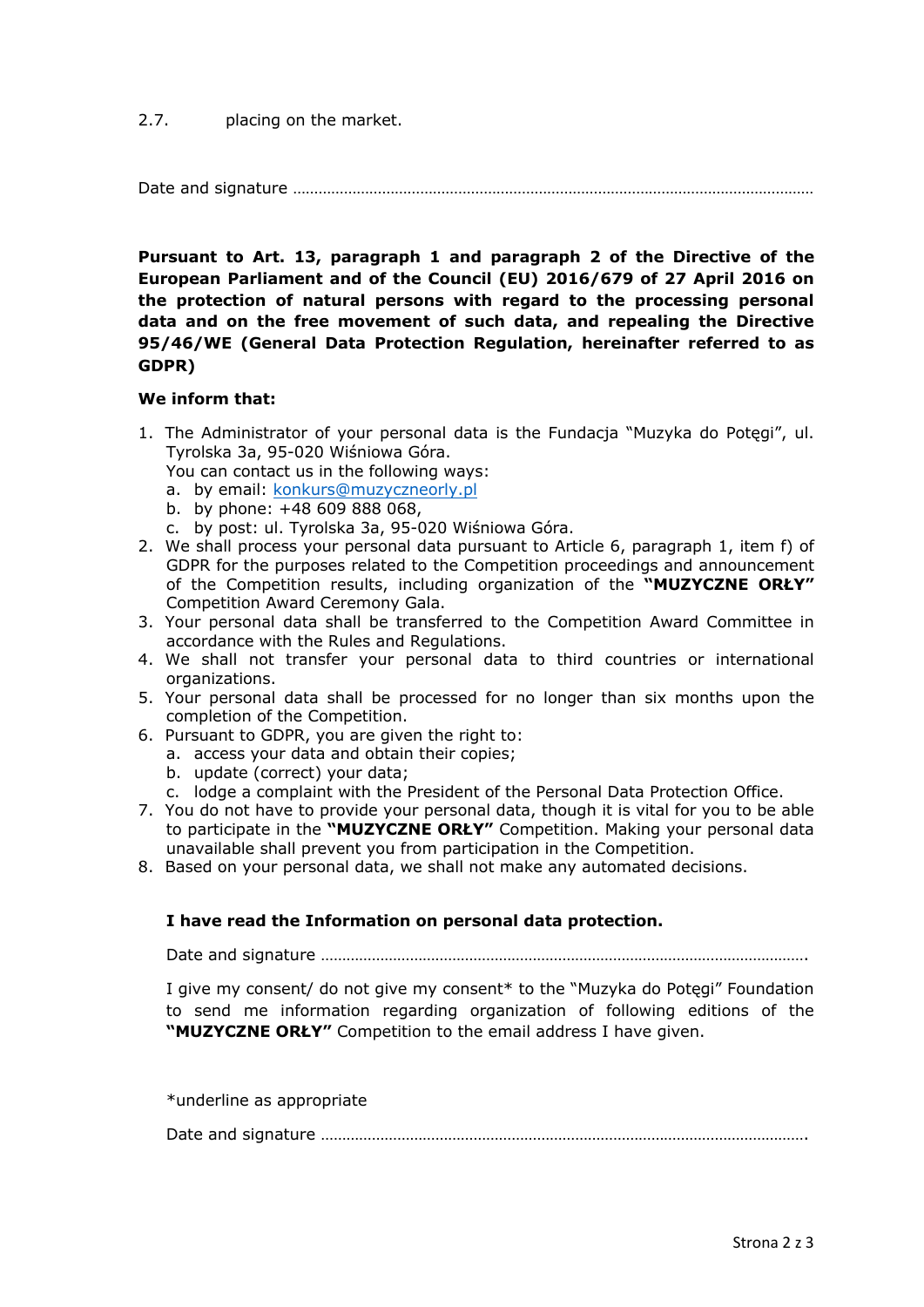2.7. placing on the market.

Date and signature ……………………………………………………………………………………………………………

**Pursuant to Art. 13, paragraph 1 and paragraph 2 of the Directive of the European Parliament and of the Council (EU) 2016/679 of 27 April 2016 on the protection of natural persons with regard to the processing personal data and on the free movement of such data, and repealing the Directive 95/46/WE (General Data Protection Regulation, hereinafter referred to as GDPR)**

**We inform that:**

1. The Administrator of your personal data is the Fundacja "Muzyka do Potęgi", ul. Tyrolska 3a, 95-020 Wiśniowa Góra.
   You can contact us in the following ways:
   a. by email: konkurs@muzyczneorly.pl
   b. by phone: +48 609 888 068,
   c. by post: ul. Tyrolska 3a, 95-020 Wiśniowa Góra.
2. We shall process your personal data pursuant to Article 6, paragraph 1, item f) of GDPR for the purposes related to the Competition proceedings and announcement of the Competition results, including organization of the **"MUZYCZNE ORŁY"** Competition Award Ceremony Gala.
3. Your personal data shall be transferred to the Competition Award Committee in accordance with the Rules and Regulations.
4. We shall not transfer your personal data to third countries or international organizations.
5. Your personal data shall be processed for no longer than six months upon the completion of the Competition.
6. Pursuant to GDPR, you are given the right to:
   a. access your data and obtain their copies;
   b. update (correct) your data;
   c. lodge a complaint with the President of the Personal Data Protection Office.
7. You do not have to provide your personal data, though it is vital for you to be able to participate in the **"MUZYCZNE ORŁY"** Competition. Making your personal data unavailable shall prevent you from participation in the Competition.
8. Based on your personal data, we shall not make any automated decisions.

**I have read the Information on personal data protection.**

Date and signature …………………………………………………………………………………………………….

I give my consent/ do not give my consent* to the "Muzyka do Potęgi" Foundation to send me information regarding organization of following editions of the **"MUZYCZNE ORŁY"** Competition to the email address I have given.

*underline as appropriate

Date and signature …………………………………………………………………………………………………….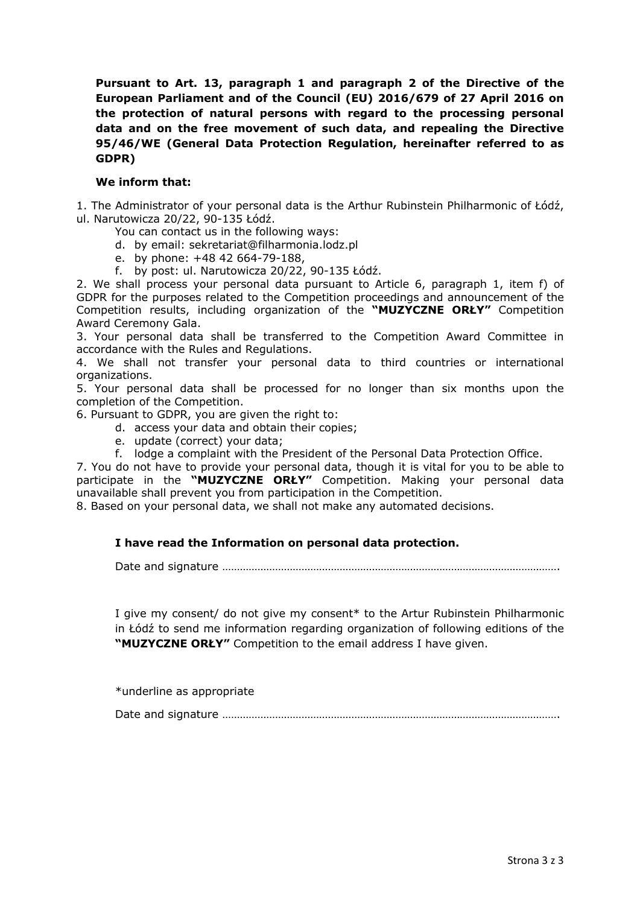**Pursuant to Art. 13, paragraph 1 and paragraph 2 of the Directive of the European Parliament and of the Council (EU) 2016/679 of 27 April 2016 on the protection of natural persons with regard to the processing personal data and on the free movement of such data, and repealing the Directive 95/46/WE (General Data Protection Regulation, hereinafter referred to as GDPR)**

**We inform that:**

1. The Administrator of your personal data is the Arthur Rubinstein Philharmonic of Łódź, ul. Narutowicza 20/22, 90-135 Łódź.
   You can contact us in the following ways:
   d. by email: sekretariat@filharmonia.lodz.pl
   e. by phone: +48 42 664-79-188,
   f. by post: ul. Narutowicza 20/22, 90-135 Łódź.
2. We shall process your personal data pursuant to Article 6, paragraph 1, item f) of GDPR for the purposes related to the Competition proceedings and announcement of the Competition results, including organization of the **"MUZYCZNE ORŁY"** Competition Award Ceremony Gala.
3. Your personal data shall be transferred to the Competition Award Committee in accordance with the Rules and Regulations.
4. We shall not transfer your personal data to third countries or international organizations.
5. Your personal data shall be processed for no longer than six months upon the completion of the Competition.
6. Pursuant to GDPR, you are given the right to:
   d. access your data and obtain their copies;
   e. update (correct) your data;
   f. lodge a complaint with the President of the Personal Data Protection Office.
7. You do not have to provide your personal data, though it is vital for you to be able to participate in the **"MUZYCZNE ORŁY"** Competition. Making your personal data unavailable shall prevent you from participation in the Competition.
8. Based on your personal data, we shall not make any automated decisions.

**I have read the Information on personal data protection.**

Date and signature ………………………………………………………………………………………………….

I give my consent/ do not give my consent* to the Artur Rubinstein Philharmonic in Łódź to send me information regarding organization of following editions of the **"MUZYCZNE ORŁY"** Competition to the email address I have given.

*underline as appropriate

Date and signature ………………………………………………………………………………………………….